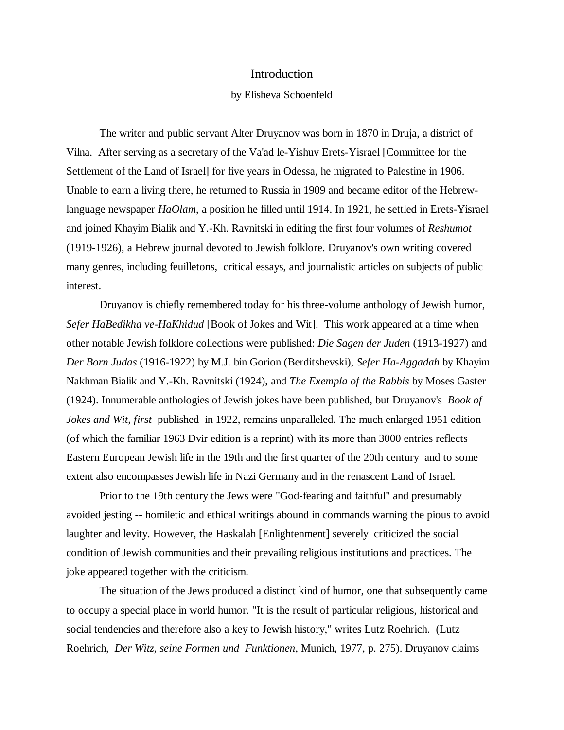# Introduction

by Elisheva Schoenfeld

The writer and public servant Alter Druyanov was born in 1870 in Druja, a district of Vilna. After serving as a secretary of the Va'ad le-Yishuv Erets-Yisrael [Committee for the Settlement of the Land of Israel] for five years in Odessa, he migrated to Palestine in 1906. Unable to earn a living there, he returned to Russia in 1909 and became editor of the Hebrew-language newspaper *HaOlam*, a position he filled until 1914. In 1921, he settled in Erets-Yisrael and joined Khayim Bialik and Y.-Kh. Ravnitski in editing the first four volumes of *Reshumot* (1919-1926), a Hebrew journal devoted to Jewish folklore. Druyanov's own writing covered many genres, including feuilletons, critical essays, and journalistic articles on subjects of public interest.

Druyanov is chiefly remembered today for his three-volume anthology of Jewish humor, *Sefer HaBedikha ve-HaKhidud* [Book of Jokes and Wit]. This work appeared at a time when other notable Jewish folklore collections were published: *Die Sagen der Juden* (1913-1927) and *Der Born Judas* (1916-1922) by M.J. bin Gorion (Berditshevski), *Sefer Ha-Aggadah* by Khayim Nakhman Bialik and Y.-Kh. Ravnitski (1924), and *The Exempla of the Rabbis* by Moses Gaster (1924). Innumerable anthologies of Jewish jokes have been published, but Druyanov's *Book of Jokes and Wit, first* published in 1922, remains unparalleled. The much enlarged 1951 edition (of which the familiar 1963 Dvir edition is a reprint) with its more than 3000 entries reflects Eastern European Jewish life in the 19th and the first quarter of the 20th century and to some extent also encompasses Jewish life in Nazi Germany and in the renascent Land of Israel.

Prior to the 19th century the Jews were "God-fearing and faithful" and presumably avoided jesting -- homiletic and ethical writings abound in commands warning the pious to avoid laughter and levity. However, the Haskalah [Enlightenment] severely criticized the social condition of Jewish communities and their prevailing religious institutions and practices. The joke appeared together with the criticism.

The situation of the Jews produced a distinct kind of humor, one that subsequently came to occupy a special place in world humor. "It is the result of particular religious, historical and social tendencies and therefore also a key to Jewish history," writes Lutz Roehrich. (Lutz Roehrich, *Der Witz, seine Formen und Funktionen*, Munich, 1977, p. 275). Druyanov claims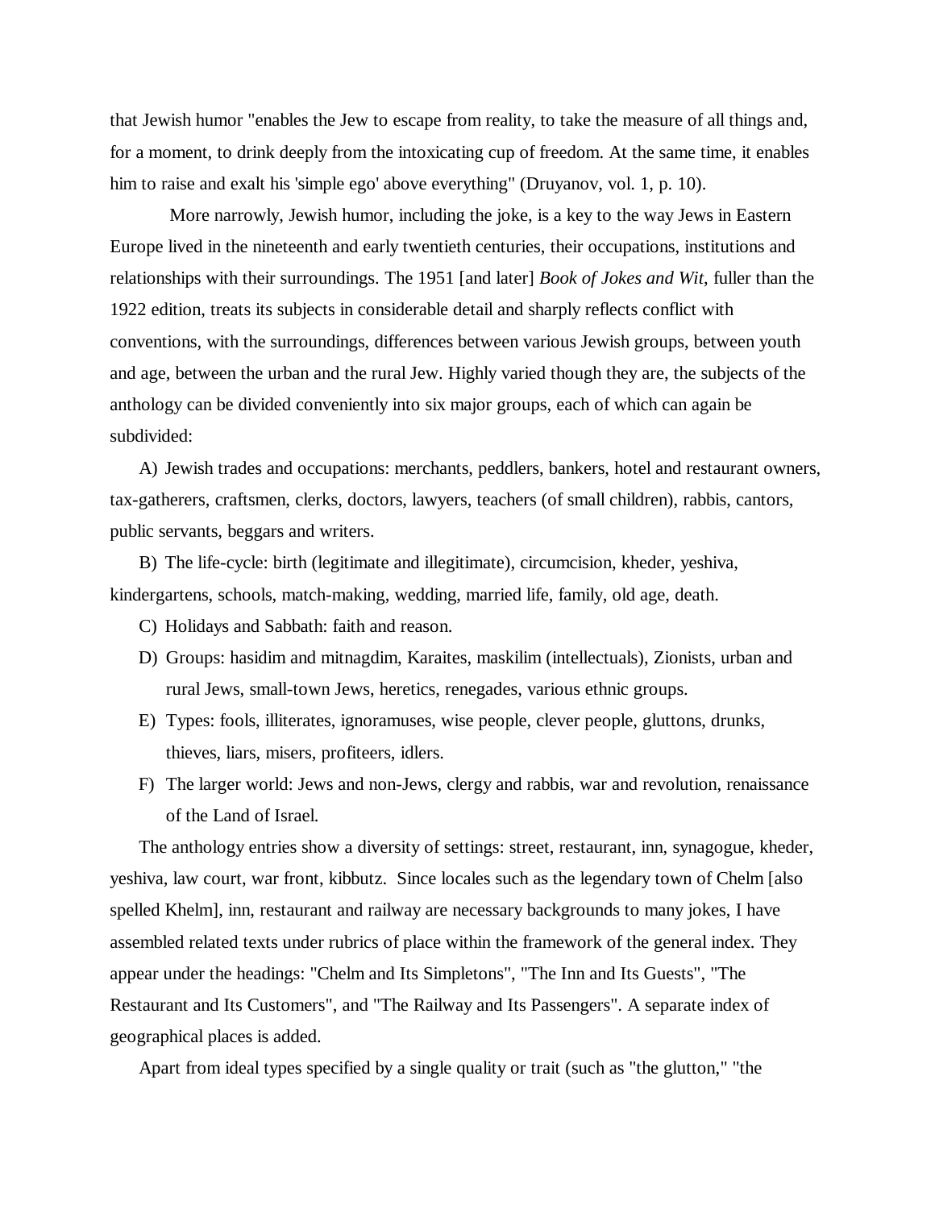that Jewish humor "enables the Jew to escape from reality, to take the measure of all things and, for a moment, to drink deeply from the intoxicating cup of freedom. At the same time, it enables him to raise and exalt his 'simple ego' above everything" (Druyanov, vol. 1, p. 10).

More narrowly, Jewish humor, including the joke, is a key to the way Jews in Eastern Europe lived in the nineteenth and early twentieth centuries, their occupations, institutions and relationships with their surroundings. The 1951 [and later] *Book of Jokes and Wit*, fuller than the 1922 edition, treats its subjects in considerable detail and sharply reflects conflict with conventions, with the surroundings, differences between various Jewish groups, between youth and age, between the urban and the rural Jew. Highly varied though they are, the subjects of the anthology can be divided conveniently into six major groups, each of which can again be subdivided:

A) Jewish trades and occupations: merchants, peddlers, bankers, hotel and restaurant owners, tax-gatherers, craftsmen, clerks, doctors, lawyers, teachers (of small children), rabbis, cantors, public servants, beggars and writers.

B) The life-cycle: birth (legitimate and illegitimate), circumcision, kheder, yeshiva, kindergartens, schools, match-making, wedding, married life, family, old age, death.

C) Holidays and Sabbath: faith and reason.

D) Groups: hasidim and mitnagdim, Karaites, maskilim (intellectuals), Zionists, urban and rural Jews, small-town Jews, heretics, renegades, various ethnic groups.

E) Types: fools, illiterates, ignoramuses, wise people, clever people, gluttons, drunks, thieves, liars, misers, profiteers, idlers.

F) The larger world: Jews and non-Jews, clergy and rabbis, war and revolution, renaissance of the Land of Israel.

The anthology entries show a diversity of settings: street, restaurant, inn, synagogue, kheder, yeshiva, law court, war front, kibbutz. Since locales such as the legendary town of Chelm [also spelled Khelm], inn, restaurant and railway are necessary backgrounds to many jokes, I have assembled related texts under rubrics of place within the framework of the general index. They appear under the headings: "Chelm and Its Simpletons", "The Inn and Its Guests", "The Restaurant and Its Customers", and "The Railway and Its Passengers". A separate index of geographical places is added.

Apart from ideal types specified by a single quality or trait (such as "the glutton," "the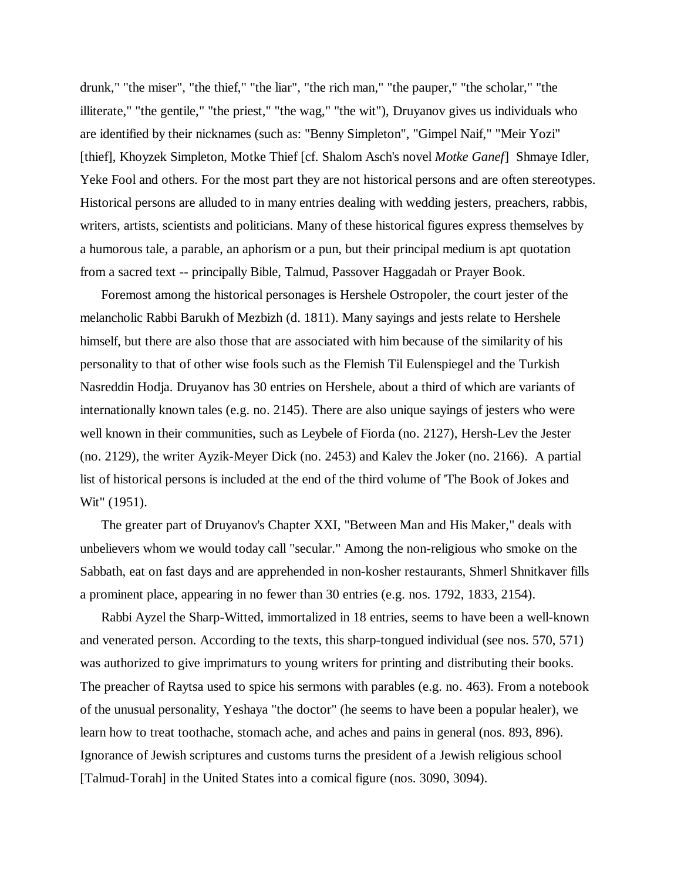drunk," "the miser", "the thief," "the liar", "the rich man," "the pauper," "the scholar," "the illiterate," "the gentile," "the priest," "the wag," "the wit"), Druyanov gives us individuals who are identified by their nicknames (such as: "Benny Simpleton", "Gimpel Naif," "Meir Yozi" [thief], Khoyzek Simpleton, Motke Thief [cf. Shalom Asch's novel *Motke Ganef*] Shmaye Idler, Yeke Fool and others. For the most part they are not historical persons and are often stereotypes. Historical persons are alluded to in many entries dealing with wedding jesters, preachers, rabbis, writers, artists, scientists and politicians. Many of these historical figures express themselves by a humorous tale, a parable, an aphorism or a pun, but their principal medium is apt quotation from a sacred text -- principally Bible, Talmud, Passover Haggadah or Prayer Book.

Foremost among the historical personages is Hershele Ostropoler, the court jester of the melancholic Rabbi Barukh of Mezbizh (d. 1811). Many sayings and jests relate to Hershele himself, but there are also those that are associated with him because of the similarity of his personality to that of other wise fools such as the Flemish Til Eulenspiegel and the Turkish Nasreddin Hodja. Druyanov has 30 entries on Hershele, about a third of which are variants of internationally known tales (e.g. no. 2145). There are also unique sayings of jesters who were well known in their communities, such as Leybele of Fiorda (no. 2127), Hersh-Lev the Jester (no. 2129), the writer Ayzik-Meyer Dick (no. 2453) and Kalev the Joker (no. 2166). A partial list of historical persons is included at the end of the third volume of 'The Book of Jokes and Wit" (1951).

The greater part of Druyanov's Chapter XXI, "Between Man and His Maker," deals with unbelievers whom we would today call "secular." Among the non-religious who smoke on the Sabbath, eat on fast days and are apprehended in non-kosher restaurants, Shmerl Shnitkaver fills a prominent place, appearing in no fewer than 30 entries (e.g. nos. 1792, 1833, 2154).

Rabbi Ayzel the Sharp-Witted, immortalized in 18 entries, seems to have been a well-known and venerated person. According to the texts, this sharp-tongued individual (see nos. 570, 571) was authorized to give imprimaturs to young writers for printing and distributing their books. The preacher of Raytsa used to spice his sermons with parables (e.g. no. 463). From a notebook of the unusual personality, Yeshaya "the doctor" (he seems to have been a popular healer), we learn how to treat toothache, stomach ache, and aches and pains in general (nos. 893, 896). Ignorance of Jewish scriptures and customs turns the president of a Jewish religious school [Talmud-Torah] in the United States into a comical figure (nos. 3090, 3094).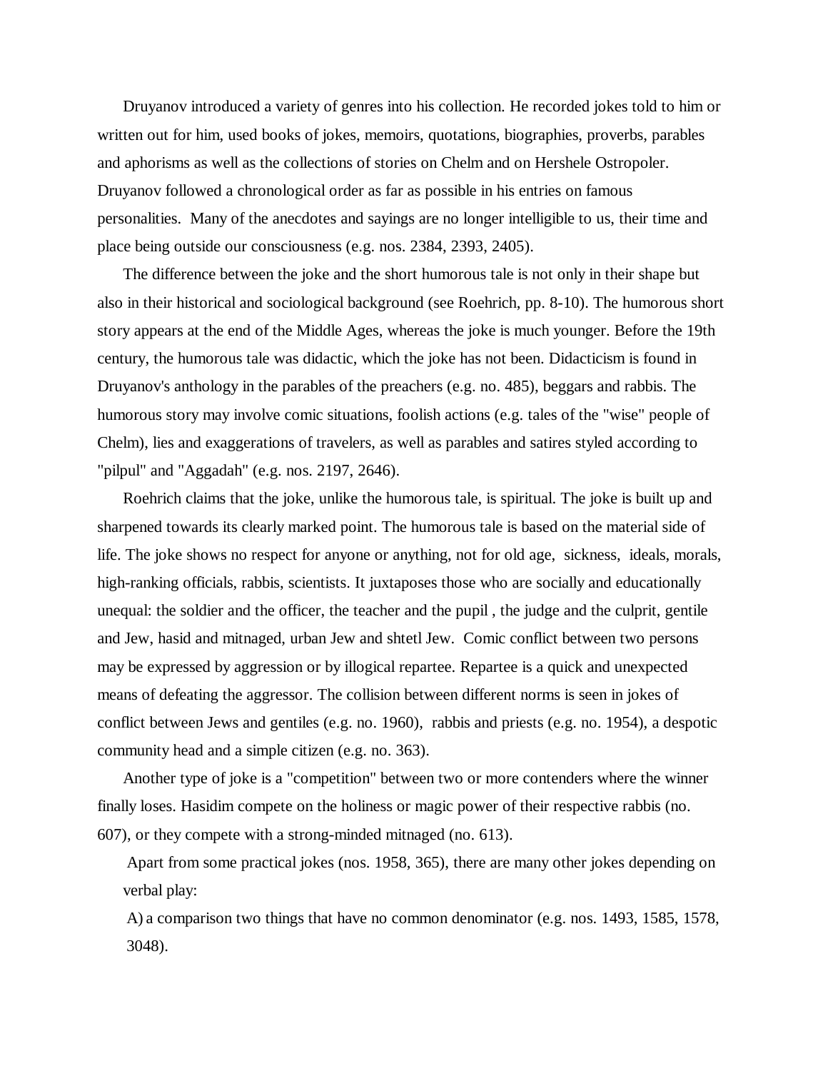Druyanov introduced a variety of genres into his collection. He recorded jokes told to him or written out for him, used books of jokes, memoirs, quotations, biographies, proverbs, parables and aphorisms as well as the collections of stories on Chelm and on Hershele Ostropoler. Druyanov followed a chronological order as far as possible in his entries on famous personalities. Many of the anecdotes and sayings are no longer intelligible to us, their time and place being outside our consciousness (e.g. nos. 2384, 2393, 2405).

The difference between the joke and the short humorous tale is not only in their shape but also in their historical and sociological background (see Roehrich, pp. 8-10). The humorous short story appears at the end of the Middle Ages, whereas the joke is much younger. Before the 19th century, the humorous tale was didactic, which the joke has not been. Didacticism is found in Druyanov's anthology in the parables of the preachers (e.g. no. 485), beggars and rabbis. The humorous story may involve comic situations, foolish actions (e.g. tales of the "wise" people of Chelm), lies and exaggerations of travelers, as well as parables and satires styled according to "pilpul" and "Aggadah" (e.g. nos. 2197, 2646).

Roehrich claims that the joke, unlike the humorous tale, is spiritual. The joke is built up and sharpened towards its clearly marked point. The humorous tale is based on the material side of life. The joke shows no respect for anyone or anything, not for old age, sickness, ideals, morals, high-ranking officials, rabbis, scientists. It juxtaposes those who are socially and educationally unequal: the soldier and the officer, the teacher and the pupil , the judge and the culprit, gentile and Jew, hasid and mitnaged, urban Jew and shtetl Jew. Comic conflict between two persons may be expressed by aggression or by illogical repartee. Repartee is a quick and unexpected means of defeating the aggressor. The collision between different norms is seen in jokes of conflict between Jews and gentiles (e.g. no. 1960), rabbis and priests (e.g. no. 1954), a despotic community head and a simple citizen (e.g. no. 363).

Another type of joke is a "competition" between two or more contenders where the winner finally loses. Hasidim compete on the holiness or magic power of their respective rabbis (no. 607), or they compete with a strong-minded mitnaged (no. 613).

Apart from some practical jokes (nos. 1958, 365), there are many other jokes depending on verbal play:

A) a comparison two things that have no common denominator (e.g. nos. 1493, 1585, 1578, 3048).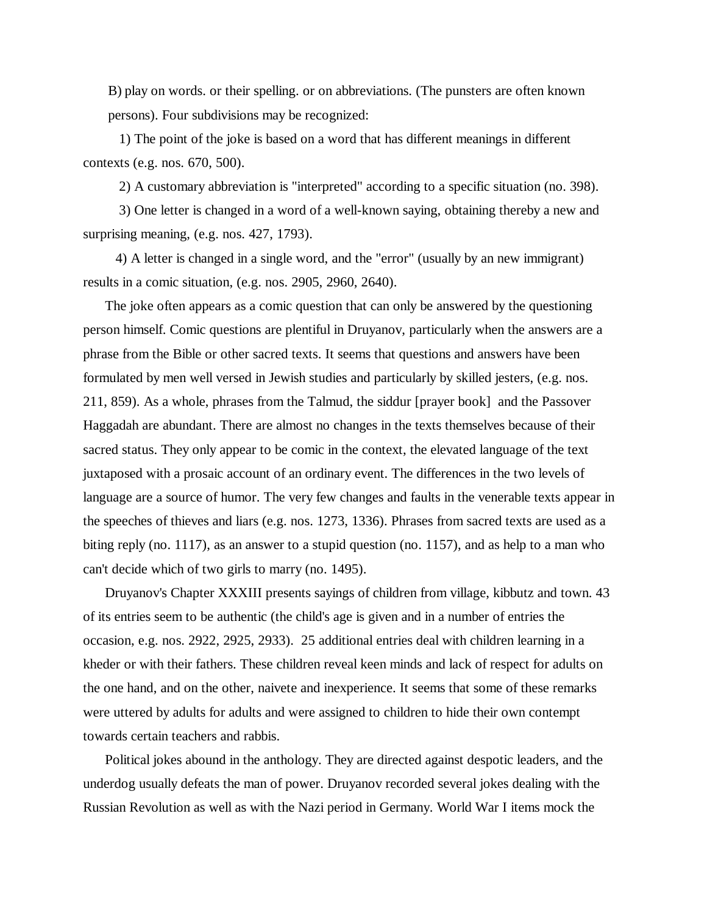B) play on words. or their spelling. or on abbreviations. (The punsters are often known persons). Four subdivisions may be recognized:

1) The point of the joke is based on a word that has different meanings in different contexts (e.g. nos. 670, 500).

2) A customary abbreviation is "interpreted" according to a specific situation (no. 398).

3) One letter is changed in a word of a well-known saying, obtaining thereby a new and surprising meaning, (e.g. nos. 427, 1793).

4) A letter is changed in a single word, and the "error" (usually by an new immigrant) results in a comic situation, (e.g. nos. 2905, 2960, 2640).

The joke often appears as a comic question that can only be answered by the questioning person himself. Comic questions are plentiful in Druyanov, particularly when the answers are a phrase from the Bible or other sacred texts. It seems that questions and answers have been formulated by men well versed in Jewish studies and particularly by skilled jesters, (e.g. nos. 211, 859). As a whole, phrases from the Talmud, the siddur [prayer book] and the Passover Haggadah are abundant. There are almost no changes in the texts themselves because of their sacred status. They only appear to be comic in the context, the elevated language of the text juxtaposed with a prosaic account of an ordinary event. The differences in the two levels of language are a source of humor. The very few changes and faults in the venerable texts appear in the speeches of thieves and liars (e.g. nos. 1273, 1336). Phrases from sacred texts are used as a biting reply (no. 1117), as an answer to a stupid question (no. 1157), and as help to a man who can't decide which of two girls to marry (no. 1495).

Druyanov's Chapter XXXIII presents sayings of children from village, kibbutz and town. 43 of its entries seem to be authentic (the child's age is given and in a number of entries the occasion, e.g. nos. 2922, 2925, 2933). 25 additional entries deal with children learning in a kheder or with their fathers. These children reveal keen minds and lack of respect for adults on the one hand, and on the other, naivete and inexperience. It seems that some of these remarks were uttered by adults for adults and were assigned to children to hide their own contempt towards certain teachers and rabbis.

Political jokes abound in the anthology. They are directed against despotic leaders, and the underdog usually defeats the man of power. Druyanov recorded several jokes dealing with the Russian Revolution as well as with the Nazi period in Germany. World War I items mock the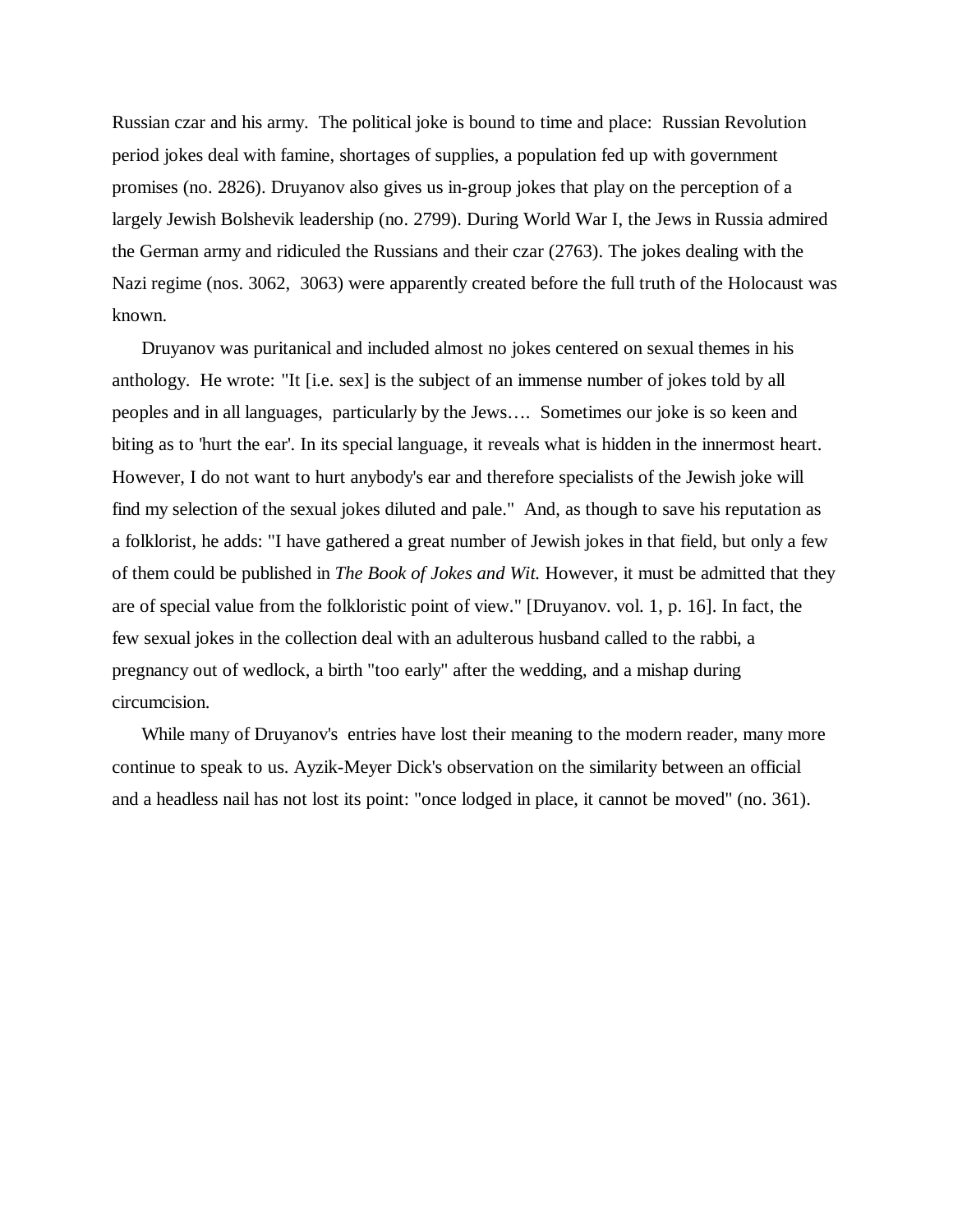Russian czar and his army. The political joke is bound to time and place: Russian Revolution period jokes deal with famine, shortages of supplies, a population fed up with government promises (no. 2826). Druyanov also gives us in-group jokes that play on the perception of a largely Jewish Bolshevik leadership (no. 2799). During World War I, the Jews in Russia admired the German army and ridiculed the Russians and their czar (2763). The jokes dealing with the Nazi regime (nos. 3062, 3063) were apparently created before the full truth of the Holocaust was known.

Druyanov was puritanical and included almost no jokes centered on sexual themes in his anthology. He wrote: "It [i.e. sex] is the subject of an immense number of jokes told by all peoples and in all languages, particularly by the Jews…. Sometimes our joke is so keen and biting as to 'hurt the ear'. In its special language, it reveals what is hidden in the innermost heart. However, I do not want to hurt anybody's ear and therefore specialists of the Jewish joke will find my selection of the sexual jokes diluted and pale." And, as though to save his reputation as a folklorist, he adds: "I have gathered a great number of Jewish jokes in that field, but only a few of them could be published in *The Book of Jokes and Wit.* However, it must be admitted that they are of special value from the folkloristic point of view." [Druyanov. vol. 1, p. 16]. In fact, the few sexual jokes in the collection deal with an adulterous husband called to the rabbi, a pregnancy out of wedlock, a birth "too early" after the wedding, and a mishap during circumcision.

While many of Druyanov's entries have lost their meaning to the modern reader, many more continue to speak to us. Ayzik-Meyer Dick's observation on the similarity between an official and a headless nail has not lost its point: "once lodged in place, it cannot be moved" (no. 361).